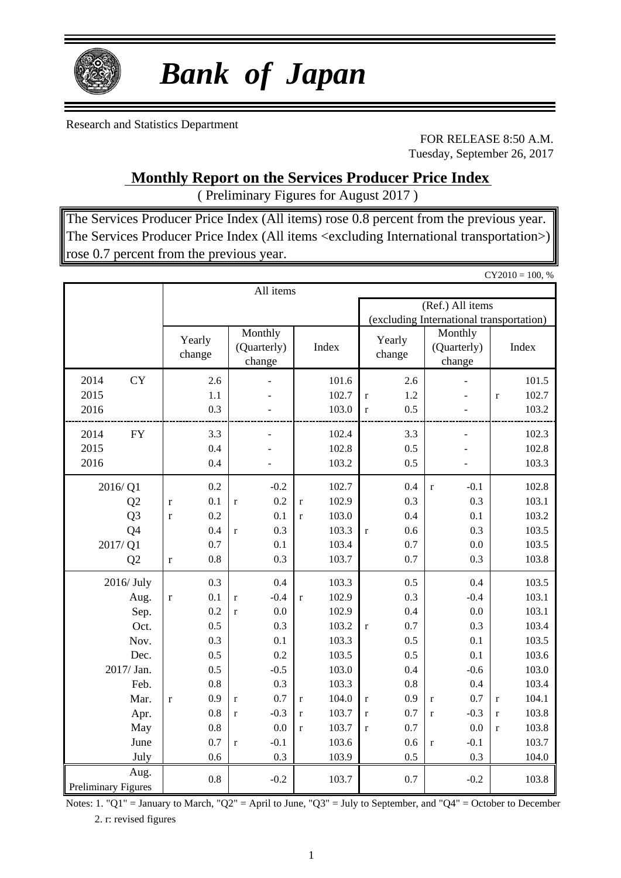# *Bank of Japan*

Research and Statistics Department

FOR RELEASE 8:50 A.M.
Tuesday, September 26, 2017

## Monthly Report on the Services Producer Price Index

( Preliminary Figures for August 2017 )

The Services Producer Price Index (All items) rose 0.8 percent from the previous year.
The Services Producer Price Index (All items <excluding International transportation>) rose 0.7 percent from the previous year.

CY2010 = 100, %

| | All items | | | (Ref.) All items (excluding International transportation) | | |
|---|---|---|---|---|---|---|
| | Yearly change | Monthly (Quarterly) change | Index | Yearly change | Monthly (Quarterly) change | Index |
| 2014 CY | 2.6 | - | 101.6 | 2.6 | - | 101.5 |
| 2015 | 1.1 | - | 102.7 | r 1.2 | - | r 102.7 |
| 2016 | 0.3 | - | 103.0 | r 0.5 | - | 103.2 |
| 2014 FY | 3.3 | - | 102.4 | 3.3 | - | 102.3 |
| 2015 | 0.4 | - | 102.8 | 0.5 | - | 102.8 |
| 2016 | 0.4 | - | 103.2 | 0.5 | - | 103.3 |
| 2016/ Q1 | 0.2 | -0.2 | 102.7 | 0.4 | r -0.1 | 102.8 |
| Q2 | r 0.1 | r 0.2 | r 102.9 | 0.3 | 0.3 | 103.1 |
| Q3 | r 0.2 | 0.1 | r 103.0 | 0.4 | 0.1 | 103.2 |
| Q4 | 0.4 | r 0.3 | 103.3 | r 0.6 | 0.3 | 103.5 |
| 2017/ Q1 | 0.7 | 0.1 | 103.4 | 0.7 | 0.0 | 103.5 |
| Q2 | r 0.8 | 0.3 | 103.7 | 0.7 | 0.3 | 103.8 |
| 2016/ July | 0.3 | 0.4 | 103.3 | 0.5 | 0.4 | 103.5 |
| Aug. | r 0.1 | r -0.4 | r 102.9 | 0.3 | -0.4 | 103.1 |
| Sep. | 0.2 | r 0.0 | 102.9 | 0.4 | 0.0 | 103.1 |
| Oct. | 0.5 | 0.3 | 103.2 | r 0.7 | 0.3 | 103.4 |
| Nov. | 0.3 | 0.1 | 103.3 | 0.5 | 0.1 | 103.5 |
| Dec. | 0.5 | 0.2 | 103.5 | 0.5 | 0.1 | 103.6 |
| 2017/ Jan. | 0.5 | -0.5 | 103.0 | 0.4 | -0.6 | 103.0 |
| Feb. | 0.8 | 0.3 | 103.3 | 0.8 | 0.4 | 103.4 |
| Mar. | r 0.9 | r 0.7 | r 104.0 | r 0.9 | r 0.7 | r 104.1 |
| Apr. | 0.8 | r -0.3 | r 103.7 | r 0.7 | r -0.3 | r 103.8 |
| May | 0.8 | 0.0 | r 103.7 | r 0.7 | 0.0 | r 103.8 |
| June | 0.7 | r -0.1 | 103.6 | 0.6 | r -0.1 | 103.7 |
| July | 0.6 | 0.3 | 103.9 | 0.5 | 0.3 | 104.0 |
| Aug. Preliminary Figures | 0.8 | -0.2 | 103.7 | 0.7 | -0.2 | 103.8 |

Notes: 1. "Q1" = January to March, "Q2" = April to June, "Q3" = July to September, and "Q4" = October to December
2. r: revised figures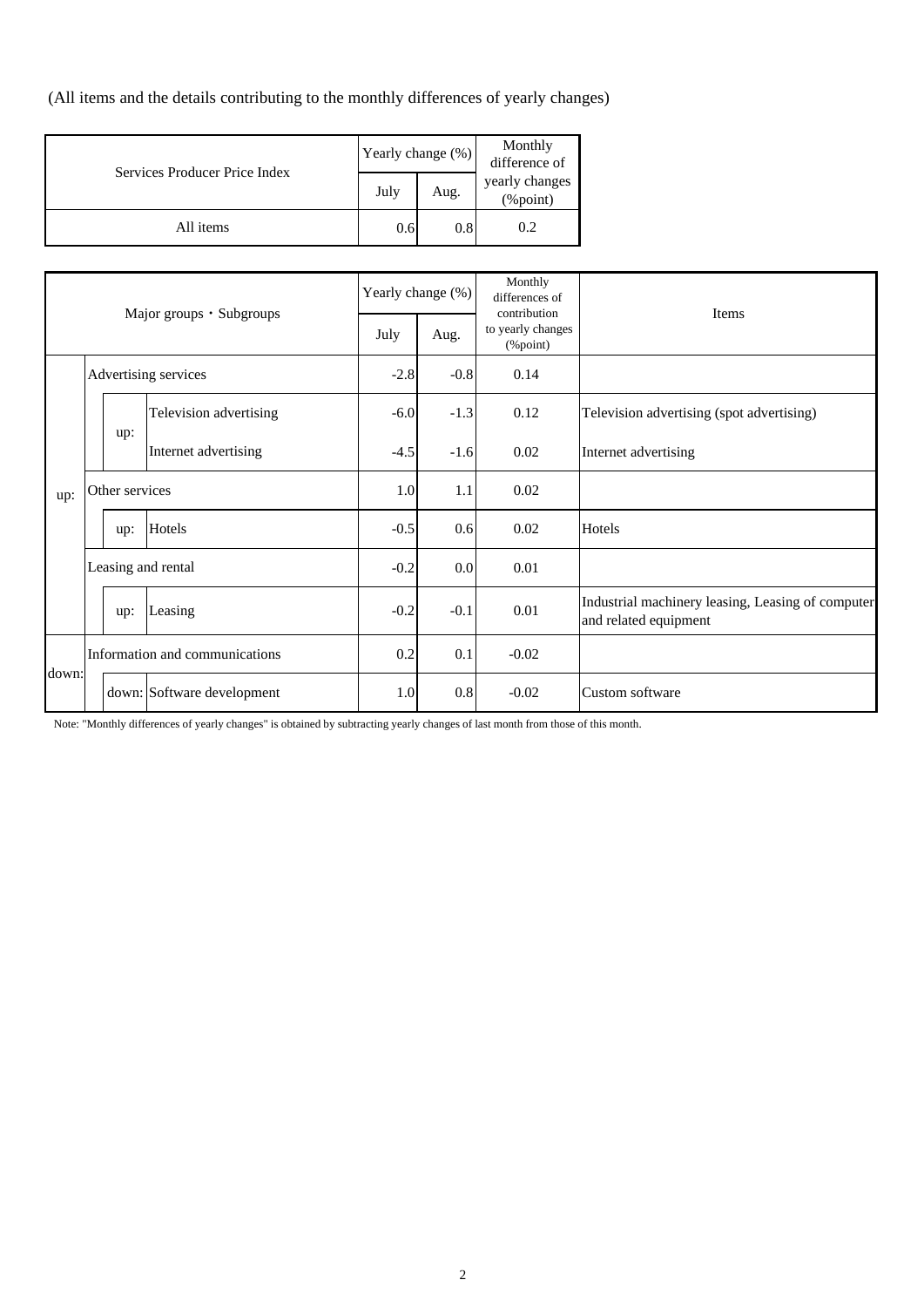(All items and the details contributing to the monthly differences of yearly changes)

| Services Producer Price Index | Yearly change (%) | | Monthly difference of yearly changes (%point) |
|---|---|---|---|
| | July | Aug. | |
| All items | 0.6 | 0.8 | 0.2 |

| | | | Major groups・Subgroups | Yearly change (%) | | Monthly differences of contribution to yearly changes (%point) | Items |
|---|---|---|---|---|---|---|---|
| | | | | July | Aug. | | |
| up: | Advertising services | | | -2.8 | -0.8 | 0.14 | |
| | | up: | Television advertising | -6.0 | -1.3 | 0.12 | Television advertising (spot advertising) |
| | | | Internet advertising | -4.5 | -1.6 | 0.02 | Internet advertising |
| | Other services | | | 1.0 | 1.1 | 0.02 | |
| | | up: | Hotels | -0.5 | 0.6 | 0.02 | Hotels |
| | Leasing and rental | | | -0.2 | 0.0 | 0.01 | |
| | | up: | Leasing | -0.2 | -0.1 | 0.01 | Industrial machinery leasing, Leasing of computer and related equipment |
| down: | Information and communications | | | 0.2 | 0.1 | -0.02 | |
| | | down: | Software development | 1.0 | 0.8 | -0.02 | Custom software |

Note: "Monthly differences of yearly changes" is obtained by subtracting yearly changes of last month from those of this month.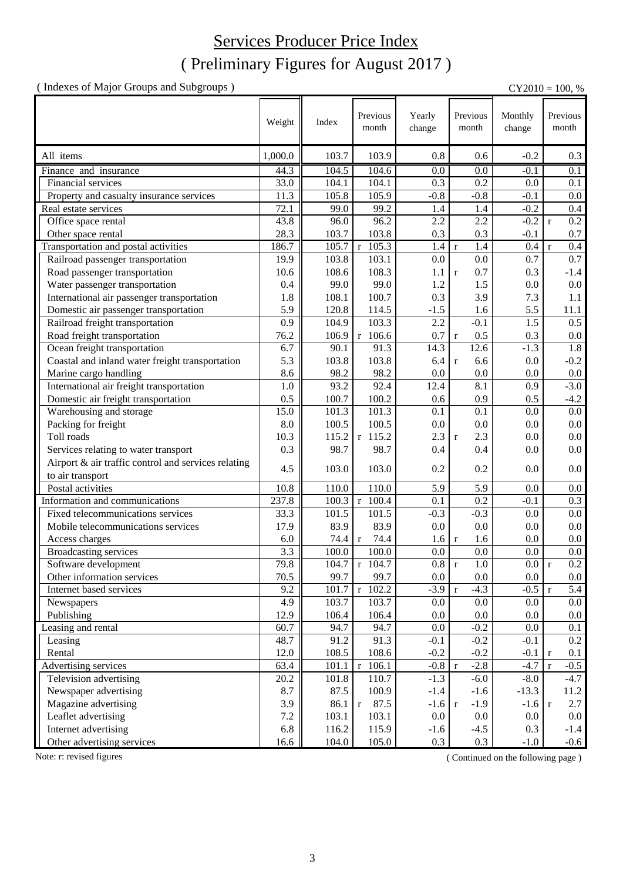# Services Producer Price Index

## ( Preliminary Figures for August 2017 )

( Indexes of Major Groups and Subgroups )

CY2010 = 100, %

| | Weight | Index | Previous month | Yearly change | Previous month | Monthly change | Previous month |
|---|---|---|---|---|---|---|---|
| All items | 1,000.0 | 103.7 | 103.9 | 0.8 | 0.6 | -0.2 | 0.3 |
| Finance and insurance | 44.3 | 104.5 | 104.6 | 0.0 | 0.0 | -0.1 | 0.1 |
| Financial services | 33.0 | 104.1 | 104.1 | 0.3 | 0.2 | 0.0 | 0.1 |
| Property and casualty insurance services | 11.3 | 105.8 | 105.9 | -0.8 | -0.8 | -0.1 | 0.0 |
| Real estate services | 72.1 | 99.0 | 99.2 | 1.4 | 1.4 | -0.2 | 0.4 |
| Office space rental | 43.8 | 96.0 | 96.2 | 2.2 | 2.2 | -0.2 | r 0.2 |
| Other space rental | 28.3 | 103.7 | 103.8 | 0.3 | 0.3 | -0.1 | 0.7 |
| Transportation and postal activities | 186.7 | 105.7 | r 105.3 | 1.4 | r 1.4 | 0.4 | r 0.4 |
| Railroad passenger transportation | 19.9 | 103.8 | 103.1 | 0.0 | 0.0 | 0.7 | 0.7 |
| Road passenger transportation | 10.6 | 108.6 | 108.3 | 1.1 | r 0.7 | 0.3 | -1.4 |
| Water passenger transportation | 0.4 | 99.0 | 99.0 | 1.2 | 1.5 | 0.0 | 0.0 |
| International air passenger transportation | 1.8 | 108.1 | 100.7 | 0.3 | 3.9 | 7.3 | 1.1 |
| Domestic air passenger transportation | 5.9 | 120.8 | 114.5 | -1.5 | 1.6 | 5.5 | 11.1 |
| Railroad freight transportation | 0.9 | 104.9 | 103.3 | 2.2 | -0.1 | 1.5 | 0.5 |
| Road freight transportation | 76.2 | 106.9 | r 106.6 | 0.7 | r 0.5 | 0.3 | 0.0 |
| Ocean freight transportation | 6.7 | 90.1 | 91.3 | 14.3 | 12.6 | -1.3 | 1.8 |
| Coastal and inland water freight transportation | 5.3 | 103.8 | 103.8 | 6.4 | r 6.6 | 0.0 | -0.2 |
| Marine cargo handling | 8.6 | 98.2 | 98.2 | 0.0 | 0.0 | 0.0 | 0.0 |
| International air freight transportation | 1.0 | 93.2 | 92.4 | 12.4 | 8.1 | 0.9 | -3.0 |
| Domestic air freight transportation | 0.5 | 100.7 | 100.2 | 0.6 | 0.9 | 0.5 | -4.2 |
| Warehousing and storage | 15.0 | 101.3 | 101.3 | 0.1 | 0.1 | 0.0 | 0.0 |
| Packing for freight | 8.0 | 100.5 | 100.5 | 0.0 | 0.0 | 0.0 | 0.0 |
| Toll roads | 10.3 | 115.2 | r 115.2 | 2.3 | r 2.3 | 0.0 | 0.0 |
| Services relating to water transport | 0.3 | 98.7 | 98.7 | 0.4 | 0.4 | 0.0 | 0.0 |
| Airport & air traffic control and services relating to air transport | 4.5 | 103.0 | 103.0 | 0.2 | 0.2 | 0.0 | 0.0 |
| Postal activities | 10.8 | 110.0 | 110.0 | 5.9 | 5.9 | 0.0 | 0.0 |
| Information and communications | 237.8 | 100.3 | r 100.4 | 0.1 | 0.2 | -0.1 | 0.3 |
| Fixed telecommunications services | 33.3 | 101.5 | 101.5 | -0.3 | -0.3 | 0.0 | 0.0 |
| Mobile telecommunications services | 17.9 | 83.9 | 83.9 | 0.0 | 0.0 | 0.0 | 0.0 |
| Access charges | 6.0 | 74.4 | r 74.4 | 1.6 | r 1.6 | 0.0 | 0.0 |
| Broadcasting services | 3.3 | 100.0 | 100.0 | 0.0 | 0.0 | 0.0 | 0.0 |
| Software development | 79.8 | 104.7 | r 104.7 | 0.8 | r 1.0 | 0.0 | r 0.2 |
| Other information services | 70.5 | 99.7 | 99.7 | 0.0 | 0.0 | 0.0 | 0.0 |
| Internet based services | 9.2 | 101.7 | r 102.2 | -3.9 | r -4.3 | -0.5 | r 5.4 |
| Newspapers | 4.9 | 103.7 | 103.7 | 0.0 | 0.0 | 0.0 | 0.0 |
| Publishing | 12.9 | 106.4 | 106.4 | 0.0 | 0.0 | 0.0 | 0.0 |
| Leasing and rental | 60.7 | 94.7 | 94.7 | 0.0 | -0.2 | 0.0 | 0.1 |
| Leasing | 48.7 | 91.2 | 91.3 | -0.1 | -0.2 | -0.1 | 0.2 |
| Rental | 12.0 | 108.5 | 108.6 | -0.2 | -0.2 | -0.1 | r 0.1 |
| Advertising services | 63.4 | 101.1 | r 106.1 | -0.8 | r -2.8 | -4.7 | r -0.5 |
| Television advertising | 20.2 | 101.8 | 110.7 | -1.3 | -6.0 | -8.0 | -4.7 |
| Newspaper advertising | 8.7 | 87.5 | 100.9 | -1.4 | -1.6 | -13.3 | 11.2 |
| Magazine advertising | 3.9 | 86.1 | r 87.5 | -1.6 | r -1.9 | -1.6 | r 2.7 |
| Leaflet advertising | 7.2 | 103.1 | 103.1 | 0.0 | 0.0 | 0.0 | 0.0 |
| Internet advertising | 6.8 | 116.2 | 115.9 | -1.6 | -4.5 | 0.3 | -1.4 |
| Other advertising services | 16.6 | 104.0 | 105.0 | 0.3 | 0.3 | -1.0 | -0.6 |

Note: r: revised figures

( Continued on the following page )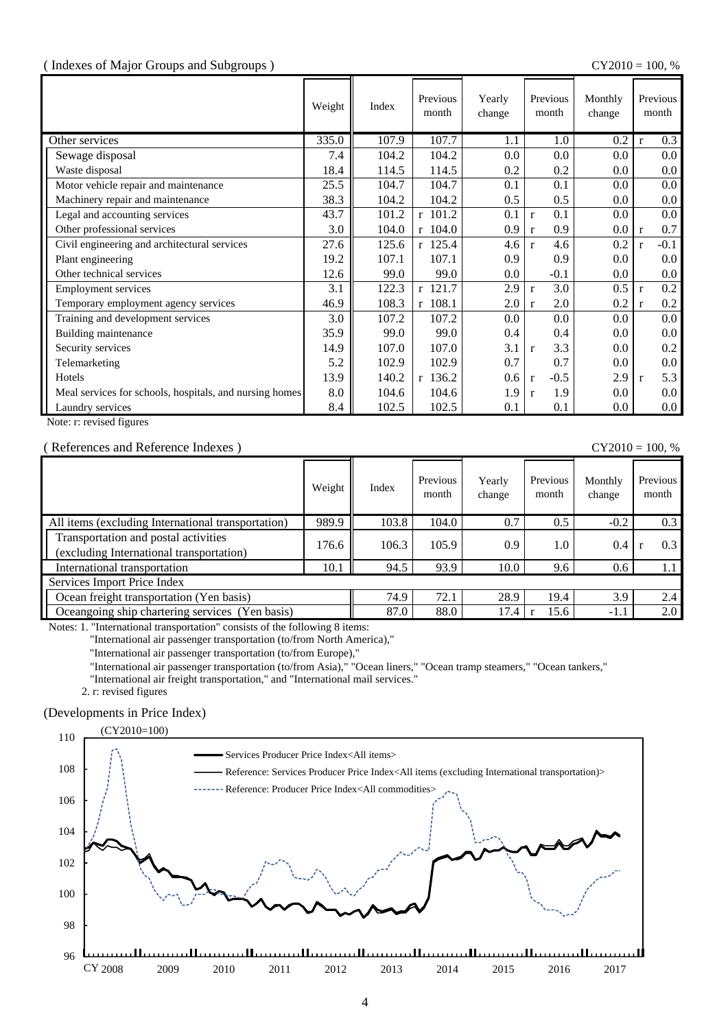( Indexes of Major Groups and Subgroups ) CY2010 = 100, %

| | Weight | Index | Previous month | Yearly change | Previous month | Monthly change | Previous month |
|---|---|---|---|---|---|---|---|
| Other services | 335.0 | 107.9 | 107.7 | 1.1 | 1.0 | 0.2 | r 0.3 |
| Sewage disposal | 7.4 | 104.2 | 104.2 | 0.0 | 0.0 | 0.0 | 0.0 |
| Waste disposal | 18.4 | 114.5 | 114.5 | 0.2 | 0.2 | 0.0 | 0.0 |
| Motor vehicle repair and maintenance | 25.5 | 104.7 | 104.7 | 0.1 | 0.1 | 0.0 | 0.0 |
| Machinery repair and maintenance | 38.3 | 104.2 | 104.2 | 0.5 | 0.5 | 0.0 | 0.0 |
| Legal and accounting services | 43.7 | 101.2 | r 101.2 | 0.1 | r 0.1 | 0.0 | 0.0 |
| Other professional services | 3.0 | 104.0 | r 104.0 | 0.9 | r 0.9 | 0.0 | r 0.7 |
| Civil engineering and architectural services | 27.6 | 125.6 | r 125.4 | 4.6 | r 4.6 | 0.2 | r -0.1 |
| Plant engineering | 19.2 | 107.1 | 107.1 | 0.9 | 0.9 | 0.0 | 0.0 |
| Other technical services | 12.6 | 99.0 | 99.0 | 0.0 | -0.1 | 0.0 | 0.0 |
| Employment services | 3.1 | 122.3 | r 121.7 | 2.9 | r 3.0 | 0.5 | r 0.2 |
| Temporary employment agency services | 46.9 | 108.3 | r 108.1 | 2.0 | r 2.0 | 0.2 | r 0.2 |
| Training and development services | 3.0 | 107.2 | 107.2 | 0.0 | 0.0 | 0.0 | 0.0 |
| Building maintenance | 35.9 | 99.0 | 99.0 | 0.4 | 0.4 | 0.0 | 0.0 |
| Security services | 14.9 | 107.0 | 107.0 | 3.1 | r 3.3 | 0.0 | 0.2 |
| Telemarketing | 5.2 | 102.9 | 102.9 | 0.7 | 0.7 | 0.0 | 0.0 |
| Hotels | 13.9 | 140.2 | r 136.2 | 0.6 | r -0.5 | 2.9 | r 5.3 |
| Meal services for schools, hospitals, and nursing homes | 8.0 | 104.6 | 104.6 | 1.9 | r 1.9 | 0.0 | 0.0 |
| Laundry services | 8.4 | 102.5 | 102.5 | 0.1 | 0.1 | 0.0 | 0.0 |

Note: r: revised figures

( References and Reference Indexes ) CY2010 = 100, %

| | Weight | Index | Previous month | Yearly change | Previous month | Monthly change | Previous month |
|---|---|---|---|---|---|---|---|
| All items (excluding International transportation) | 989.9 | 103.8 | 104.0 | 0.7 | 0.5 | -0.2 | 0.3 |
| Transportation and postal activities (excluding International transportation) | 176.6 | 106.3 | 105.9 | 0.9 | 1.0 | 0.4 | r 0.3 |
| International transportation | 10.1 | 94.5 | 93.9 | 10.0 | 9.6 | 0.6 | 1.1 |
| Services Import Price Index | | | | | | | |
| Ocean freight transportation (Yen basis) | | 74.9 | 72.1 | 28.9 | 19.4 | 3.9 | 2.4 |
| Oceangoing ship chartering services (Yen basis) | | 87.0 | 88.0 | 17.4 | r 15.6 | -1.1 | 2.0 |

Notes: 1. "International transportation" consists of the following 8 items:
"International air passenger transportation (to/from North America),"
"International air passenger transportation (to/from Europe),"
"International air passenger transportation (to/from Asia)," "Ocean liners," "Ocean tramp steamers," "Ocean tankers,"
"International air freight transportation," and "International mail services."
2. r: revised figures

(Developments in Price Index)

(CY2010=100)

Legend: Services Producer Price Index<All items>; Reference: Services Producer Price Index<All items (excluding International transportation)>; Reference: Producer Price Index<All commodities>

CY 2008, 2009, 2010, 2011, 2012, 2013, 2014, 2015, 2016, 2017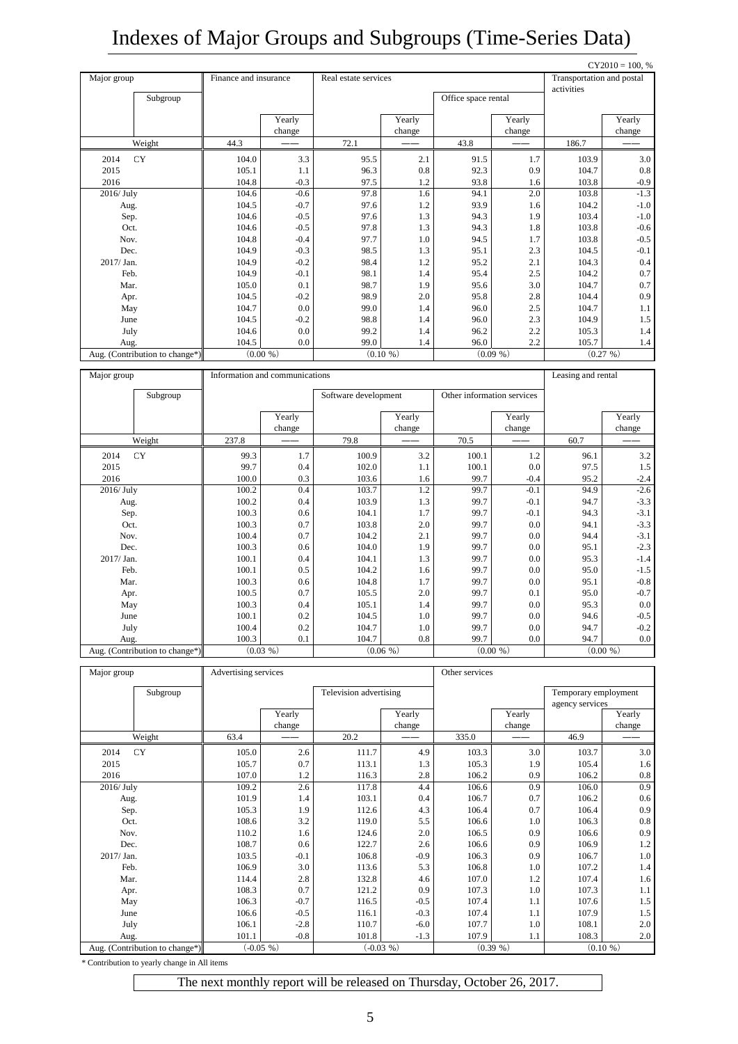# Indexes of Major Groups and Subgroups (Time-Series Data)

CY2010 = 100, %

| Major group | Finance and insurance | | Real estate services | | | | Transportation and postal activities | |
|---|---|---|---|---|---|---|---|---|
| Subgroup | | | | | Office space rental | | | |
| | | Yearly change | | Yearly change | | Yearly change | | Yearly change |
| Weight | 44.3 | —— | 72.1 | —— | 43.8 | —— | 186.7 | —— |
| 2014 CY | 104.0 | 3.3 | 95.5 | 2.1 | 91.5 | 1.7 | 103.9 | 3.0 |
| 2015 | 105.1 | 1.1 | 96.3 | 0.8 | 92.3 | 0.9 | 104.7 | 0.8 |
| 2016 | 104.8 | -0.3 | 97.5 | 1.2 | 93.8 | 1.6 | 103.8 | -0.9 |
| 2016/ July | 104.6 | -0.6 | 97.8 | 1.6 | 94.1 | 2.0 | 103.8 | -1.3 |
| Aug. | 104.5 | -0.7 | 97.6 | 1.2 | 93.9 | 1.6 | 104.2 | -1.0 |
| Sep. | 104.6 | -0.5 | 97.6 | 1.3 | 94.3 | 1.9 | 103.4 | -1.0 |
| Oct. | 104.6 | -0.5 | 97.8 | 1.3 | 94.3 | 1.8 | 103.8 | -0.6 |
| Nov. | 104.8 | -0.4 | 97.7 | 1.0 | 94.5 | 1.7 | 103.8 | -0.5 |
| Dec. | 104.9 | -0.3 | 98.5 | 1.3 | 95.1 | 2.3 | 104.5 | -0.1 |
| 2017/ Jan. | 104.9 | -0.2 | 98.4 | 1.2 | 95.2 | 2.1 | 104.3 | 0.4 |
| Feb. | 104.9 | -0.1 | 98.1 | 1.4 | 95.4 | 2.5 | 104.2 | 0.7 |
| Mar. | 105.0 | 0.1 | 98.7 | 1.9 | 95.6 | 3.0 | 104.7 | 0.7 |
| Apr. | 104.5 | -0.2 | 98.9 | 2.0 | 95.8 | 2.8 | 104.4 | 0.9 |
| May | 104.7 | 0.0 | 99.0 | 1.4 | 96.0 | 2.5 | 104.7 | 1.1 |
| June | 104.5 | -0.2 | 98.8 | 1.4 | 96.0 | 2.3 | 104.9 | 1.5 |
| July | 104.6 | 0.0 | 99.2 | 1.4 | 96.2 | 2.2 | 105.3 | 1.4 |
| Aug. | 104.5 | 0.0 | 99.0 | 1.4 | 96.0 | 2.2 | 105.7 | 1.4 |
| Aug. (Contribution to change*) | (0.00 %) | | (0.10 %) | | (0.09 %) | | (0.27 %) | |

| Major group | Information and communications | | | | | | Leasing and rental | |
|---|---|---|---|---|---|---|---|---|
| Subgroup | | | Software development | | Other information services | | | |
| | | Yearly change | | Yearly change | | Yearly change | | Yearly change |
| Weight | 237.8 | —— | 79.8 | —— | 70.5 | —— | 60.7 | —— |
| 2014 CY | 99.3 | 1.7 | 100.9 | 3.2 | 100.1 | 1.2 | 96.1 | 3.2 |
| 2015 | 99.7 | 0.4 | 102.0 | 1.1 | 100.1 | 0.0 | 97.5 | 1.5 |
| 2016 | 100.0 | 0.3 | 103.6 | 1.6 | 99.7 | -0.4 | 95.2 | -2.4 |
| 2016/ July | 100.2 | 0.4 | 103.7 | 1.2 | 99.7 | -0.1 | 94.9 | -2.6 |
| Aug. | 100.2 | 0.4 | 103.9 | 1.3 | 99.7 | -0.1 | 94.7 | -3.3 |
| Sep. | 100.3 | 0.6 | 104.1 | 1.7 | 99.7 | -0.1 | 94.3 | -3.1 |
| Oct. | 100.3 | 0.7 | 103.8 | 2.0 | 99.7 | 0.0 | 94.1 | -3.3 |
| Nov. | 100.4 | 0.7 | 104.2 | 2.1 | 99.7 | 0.0 | 94.4 | -3.1 |
| Dec. | 100.3 | 0.6 | 104.0 | 1.9 | 99.7 | 0.0 | 95.1 | -2.3 |
| 2017/ Jan. | 100.1 | 0.4 | 104.1 | 1.3 | 99.7 | 0.0 | 95.3 | -1.4 |
| Feb. | 100.1 | 0.5 | 104.2 | 1.6 | 99.7 | 0.0 | 95.0 | -1.5 |
| Mar. | 100.3 | 0.6 | 104.8 | 1.7 | 99.7 | 0.0 | 95.1 | -0.8 |
| Apr. | 100.5 | 0.7 | 105.5 | 2.0 | 99.7 | 0.1 | 95.0 | -0.7 |
| May | 100.3 | 0.4 | 105.1 | 1.4 | 99.7 | 0.0 | 95.3 | 0.0 |
| June | 100.1 | 0.2 | 104.5 | 1.0 | 99.7 | 0.0 | 94.6 | -0.5 |
| July | 100.4 | 0.2 | 104.7 | 1.0 | 99.7 | 0.0 | 94.7 | -0.2 |
| Aug. | 100.3 | 0.1 | 104.7 | 0.8 | 99.7 | 0.0 | 94.7 | 0.0 |
| Aug. (Contribution to change*) | (0.03 %) | | (0.06 %) | | (0.00 %) | | (0.00 %) | |

| Major group | Advertising services | | | | Other services | | | |
|---|---|---|---|---|---|---|---|---|
| Subgroup | | | Television advertising | | | | Temporary employment agency services | |
| | | Yearly change | | Yearly change | | Yearly change | | Yearly change |
| Weight | 63.4 | —— | 20.2 | —— | 335.0 | —— | 46.9 | —— |
| 2014 CY | 105.0 | 2.6 | 111.7 | 4.9 | 103.3 | 3.0 | 103.7 | 3.0 |
| 2015 | 105.7 | 0.7 | 113.1 | 1.3 | 105.3 | 1.9 | 105.4 | 1.6 |
| 2016 | 107.0 | 1.2 | 116.3 | 2.8 | 106.2 | 0.9 | 106.2 | 0.8 |
| 2016/ July | 109.2 | 2.6 | 117.8 | 4.4 | 106.6 | 0.9 | 106.0 | 0.9 |
| Aug. | 101.9 | 1.4 | 103.1 | 0.4 | 106.7 | 0.7 | 106.2 | 0.6 |
| Sep. | 105.3 | 1.9 | 112.6 | 4.3 | 106.4 | 0.7 | 106.4 | 0.9 |
| Oct. | 108.6 | 3.2 | 119.0 | 5.5 | 106.6 | 1.0 | 106.3 | 0.8 |
| Nov. | 110.2 | 1.6 | 124.6 | 2.0 | 106.5 | 0.9 | 106.6 | 0.9 |
| Dec. | 108.7 | 0.6 | 122.7 | 2.6 | 106.6 | 0.9 | 106.9 | 1.2 |
| 2017/ Jan. | 103.5 | -0.1 | 106.8 | -0.9 | 106.3 | 0.9 | 106.7 | 1.0 |
| Feb. | 106.9 | 3.0 | 113.6 | 5.3 | 106.8 | 1.0 | 107.2 | 1.4 |
| Mar. | 114.4 | 2.8 | 132.8 | 4.6 | 107.0 | 1.2 | 107.4 | 1.6 |
| Apr. | 108.3 | 0.7 | 121.2 | 0.9 | 107.3 | 1.0 | 107.3 | 1.1 |
| May | 106.3 | -0.7 | 116.5 | -0.5 | 107.4 | 1.1 | 107.6 | 1.5 |
| June | 106.6 | -0.5 | 116.1 | -0.3 | 107.4 | 1.1 | 107.9 | 1.5 |
| July | 106.1 | -2.8 | 110.7 | -6.0 | 107.7 | 1.0 | 108.1 | 2.0 |
| Aug. | 101.1 | -0.8 | 101.8 | -1.3 | 107.9 | 1.1 | 108.3 | 2.0 |
| Aug. (Contribution to change*) | (-0.05 %) | | (-0.03 %) | | (0.39 %) | | (0.10 %) | |

* Contribution to yearly change in All items

The next monthly report will be released on Thursday, October 26, 2017.